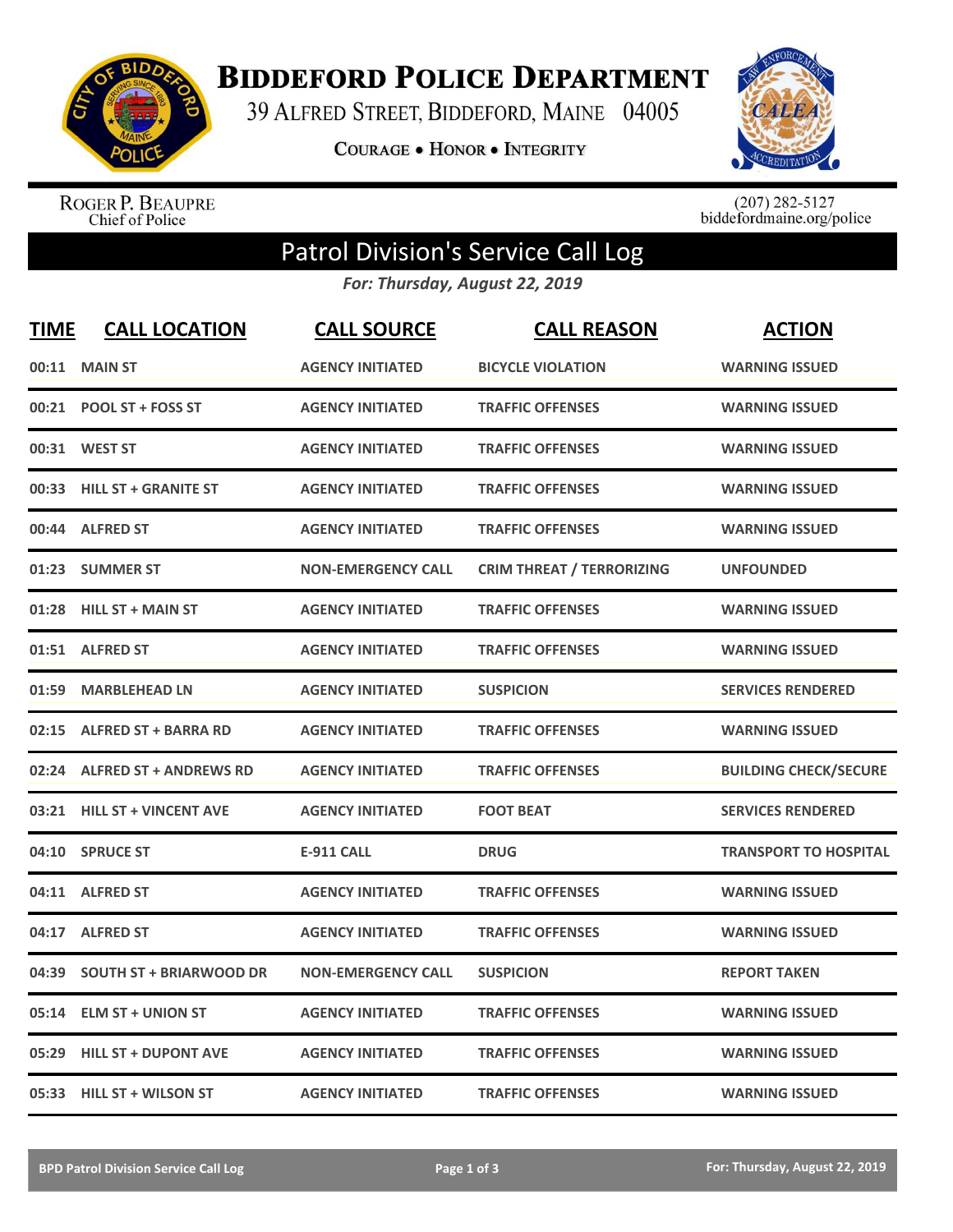# Biddeford Police Department

39 Alfred Street, Biddeford, Maine 04005

**Courage • Honor • Integrity**

Roger P. Beaupre
Chief of Police

(207) 282-5127
biddefordmaine.org/police

## Patrol Division's Service Call Log

*For: Thursday, August 22, 2019*

| TIME | CALL LOCATION | CALL SOURCE | CALL REASON | ACTION |
|---|---|---|---|---|
| 00:11 | MAIN ST | AGENCY INITIATED | BICYCLE VIOLATION | WARNING ISSUED |
| 00:21 | POOL ST + FOSS ST | AGENCY INITIATED | TRAFFIC OFFENSES | WARNING ISSUED |
| 00:31 | WEST ST | AGENCY INITIATED | TRAFFIC OFFENSES | WARNING ISSUED |
| 00:33 | HILL ST + GRANITE ST | AGENCY INITIATED | TRAFFIC OFFENSES | WARNING ISSUED |
| 00:44 | ALFRED ST | AGENCY INITIATED | TRAFFIC OFFENSES | WARNING ISSUED |
| 01:23 | SUMMER ST | NON-EMERGENCY CALL | CRIM THREAT / TERRORIZING | UNFOUNDED |
| 01:28 | HILL ST + MAIN ST | AGENCY INITIATED | TRAFFIC OFFENSES | WARNING ISSUED |
| 01:51 | ALFRED ST | AGENCY INITIATED | TRAFFIC OFFENSES | WARNING ISSUED |
| 01:59 | MARBLEHEAD LN | AGENCY INITIATED | SUSPICION | SERVICES RENDERED |
| 02:15 | ALFRED ST + BARRA RD | AGENCY INITIATED | TRAFFIC OFFENSES | WARNING ISSUED |
| 02:24 | ALFRED ST + ANDREWS RD | AGENCY INITIATED | TRAFFIC OFFENSES | BUILDING CHECK/SECURE |
| 03:21 | HILL ST + VINCENT AVE | AGENCY INITIATED | FOOT BEAT | SERVICES RENDERED |
| 04:10 | SPRUCE ST | E-911 CALL | DRUG | TRANSPORT TO HOSPITAL |
| 04:11 | ALFRED ST | AGENCY INITIATED | TRAFFIC OFFENSES | WARNING ISSUED |
| 04:17 | ALFRED ST | AGENCY INITIATED | TRAFFIC OFFENSES | WARNING ISSUED |
| 04:39 | SOUTH ST + BRIARWOOD DR | NON-EMERGENCY CALL | SUSPICION | REPORT TAKEN |
| 05:14 | ELM ST + UNION ST | AGENCY INITIATED | TRAFFIC OFFENSES | WARNING ISSUED |
| 05:29 | HILL ST + DUPONT AVE | AGENCY INITIATED | TRAFFIC OFFENSES | WARNING ISSUED |
| 05:33 | HILL ST + WILSON ST | AGENCY INITIATED | TRAFFIC OFFENSES | WARNING ISSUED |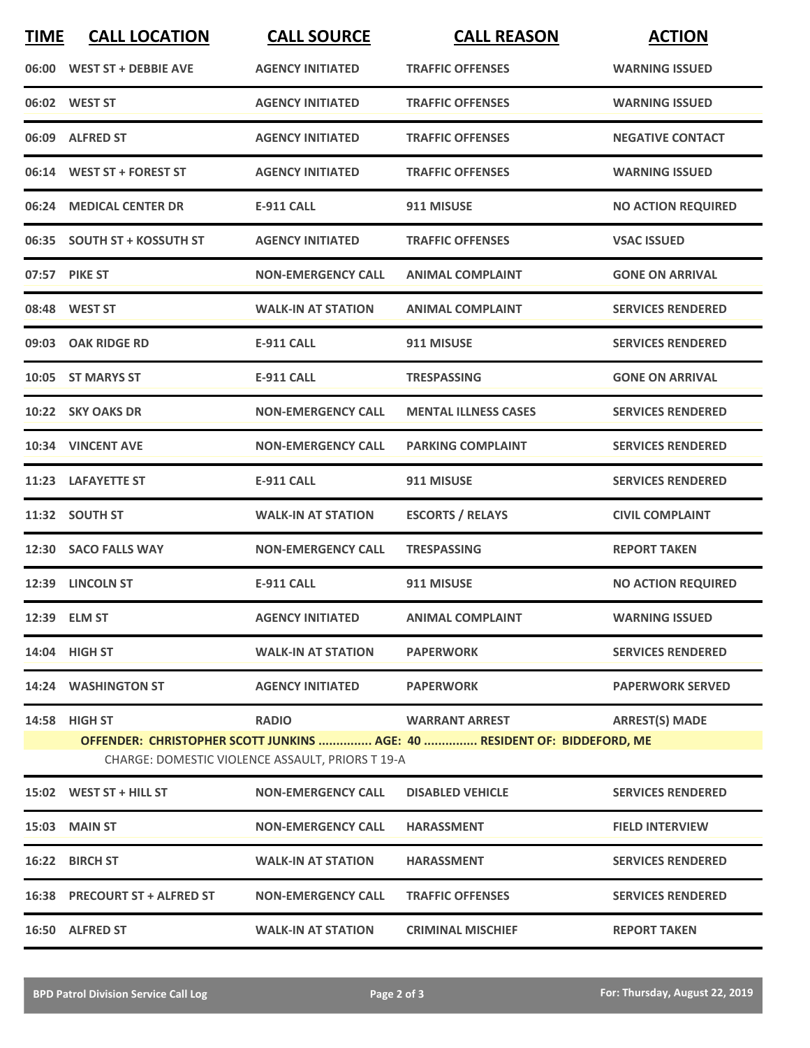| TIME | CALL LOCATION | CALL SOURCE | CALL REASON | ACTION |
|---|---|---|---|---|
| 06:00 | WEST ST + DEBBIE AVE | AGENCY INITIATED | TRAFFIC OFFENSES | WARNING ISSUED |
| 06:02 | WEST ST | AGENCY INITIATED | TRAFFIC OFFENSES | WARNING ISSUED |
| 06:09 | ALFRED ST | AGENCY INITIATED | TRAFFIC OFFENSES | NEGATIVE CONTACT |
| 06:14 | WEST ST + FOREST ST | AGENCY INITIATED | TRAFFIC OFFENSES | WARNING ISSUED |
| 06:24 | MEDICAL CENTER DR | E-911 CALL | 911 MISUSE | NO ACTION REQUIRED |
| 06:35 | SOUTH ST + KOSSUTH ST | AGENCY INITIATED | TRAFFIC OFFENSES | VSAC ISSUED |
| 07:57 | PIKE ST | NON-EMERGENCY CALL | ANIMAL COMPLAINT | GONE ON ARRIVAL |
| 08:48 | WEST ST | WALK-IN AT STATION | ANIMAL COMPLAINT | SERVICES RENDERED |
| 09:03 | OAK RIDGE RD | E-911 CALL | 911 MISUSE | SERVICES RENDERED |
| 10:05 | ST MARYS ST | E-911 CALL | TRESPASSING | GONE ON ARRIVAL |
| 10:22 | SKY OAKS DR | NON-EMERGENCY CALL | MENTAL ILLNESS CASES | SERVICES RENDERED |
| 10:34 | VINCENT AVE | NON-EMERGENCY CALL | PARKING COMPLAINT | SERVICES RENDERED |
| 11:23 | LAFAYETTE ST | E-911 CALL | 911 MISUSE | SERVICES RENDERED |
| 11:32 | SOUTH ST | WALK-IN AT STATION | ESCORTS / RELAYS | CIVIL COMPLAINT |
| 12:30 | SACO FALLS WAY | NON-EMERGENCY CALL | TRESPASSING | REPORT TAKEN |
| 12:39 | LINCOLN ST | E-911 CALL | 911 MISUSE | NO ACTION REQUIRED |
| 12:39 | ELM ST | AGENCY INITIATED | ANIMAL COMPLAINT | WARNING ISSUED |
| 14:04 | HIGH ST | WALK-IN AT STATION | PAPERWORK | SERVICES RENDERED |
| 14:24 | WASHINGTON ST | AGENCY INITIATED | PAPERWORK | PAPERWORK SERVED |
| 14:58 | HIGH ST | RADIO | WARRANT ARREST | ARREST(S) MADE |
| | OFFENDER: CHRISTOPHER SCOTT JUNKINS ............... AGE: 40 ............... RESIDENT OF: BIDDEFORD, ME | | | |
| | CHARGE: DOMESTIC VIOLENCE ASSAULT, PRIORS T 19-A | | | |
| 15:02 | WEST ST + HILL ST | NON-EMERGENCY CALL | DISABLED VEHICLE | SERVICES RENDERED |
| 15:03 | MAIN ST | NON-EMERGENCY CALL | HARASSMENT | FIELD INTERVIEW |
| 16:22 | BIRCH ST | WALK-IN AT STATION | HARASSMENT | SERVICES RENDERED |
| 16:38 | PRECOURT ST + ALFRED ST | NON-EMERGENCY CALL | TRAFFIC OFFENSES | SERVICES RENDERED |
| 16:50 | ALFRED ST | WALK-IN AT STATION | CRIMINAL MISCHIEF | REPORT TAKEN |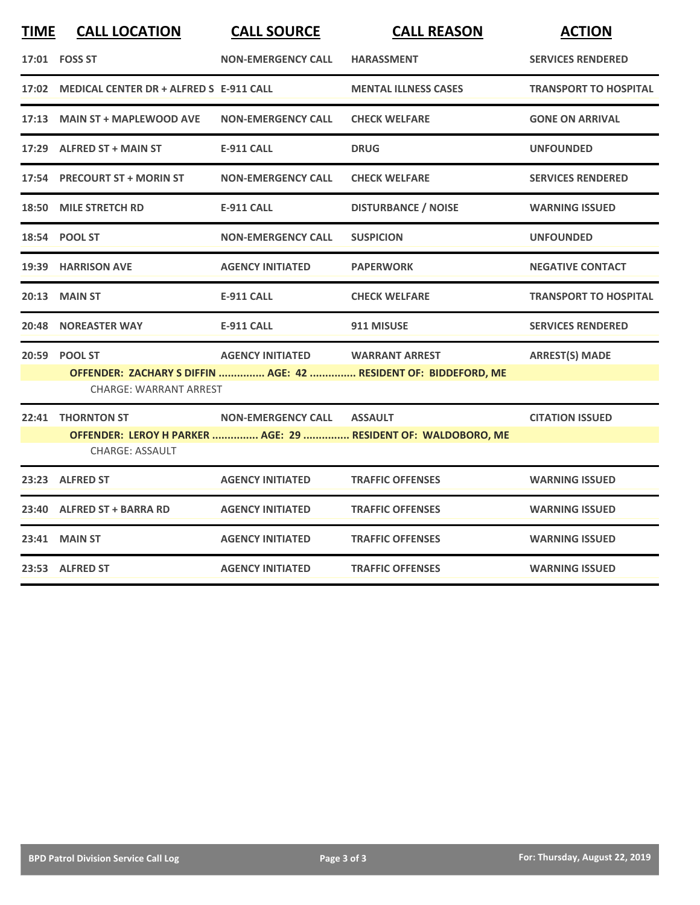| TIME | CALL LOCATION | CALL SOURCE | CALL REASON | ACTION |
|---|---|---|---|---|
| 17:01 | FOSS ST | NON-EMERGENCY CALL | HARASSMENT | SERVICES RENDERED |
| 17:02 | MEDICAL CENTER DR + ALFRED S | E-911 CALL | MENTAL ILLNESS CASES | TRANSPORT TO HOSPITAL |
| 17:13 | MAIN ST + MAPLEWOOD AVE | NON-EMERGENCY CALL | CHECK WELFARE | GONE ON ARRIVAL |
| 17:29 | ALFRED ST + MAIN ST | E-911 CALL | DRUG | UNFOUNDED |
| 17:54 | PRECOURT ST + MORIN ST | NON-EMERGENCY CALL | CHECK WELFARE | SERVICES RENDERED |
| 18:50 | MILE STRETCH RD | E-911 CALL | DISTURBANCE / NOISE | WARNING ISSUED |
| 18:54 | POOL ST | NON-EMERGENCY CALL | SUSPICION | UNFOUNDED |
| 19:39 | HARRISON AVE | AGENCY INITIATED | PAPERWORK | NEGATIVE CONTACT |
| 20:13 | MAIN ST | E-911 CALL | CHECK WELFARE | TRANSPORT TO HOSPITAL |
| 20:48 | NOREASTER WAY | E-911 CALL | 911 MISUSE | SERVICES RENDERED |
| 20:59 | POOL ST | AGENCY INITIATED | WARRANT ARREST | ARREST(S) MADE |
| | OFFENDER: ZACHARY S DIFFIN ............... AGE: 42 ............... RESIDENT OF: BIDDEFORD, ME | | | |
| | CHARGE: WARRANT ARREST | | | |
| 22:41 | THORNTON ST | NON-EMERGENCY CALL | ASSAULT | CITATION ISSUED |
| | OFFENDER: LEROY H PARKER ............... AGE: 29 ............... RESIDENT OF: WALDOBORO, ME | | | |
| | CHARGE: ASSAULT | | | |
| 23:23 | ALFRED ST | AGENCY INITIATED | TRAFFIC OFFENSES | WARNING ISSUED |
| 23:40 | ALFRED ST + BARRA RD | AGENCY INITIATED | TRAFFIC OFFENSES | WARNING ISSUED |
| 23:41 | MAIN ST | AGENCY INITIATED | TRAFFIC OFFENSES | WARNING ISSUED |
| 23:53 | ALFRED ST | AGENCY INITIATED | TRAFFIC OFFENSES | WARNING ISSUED |